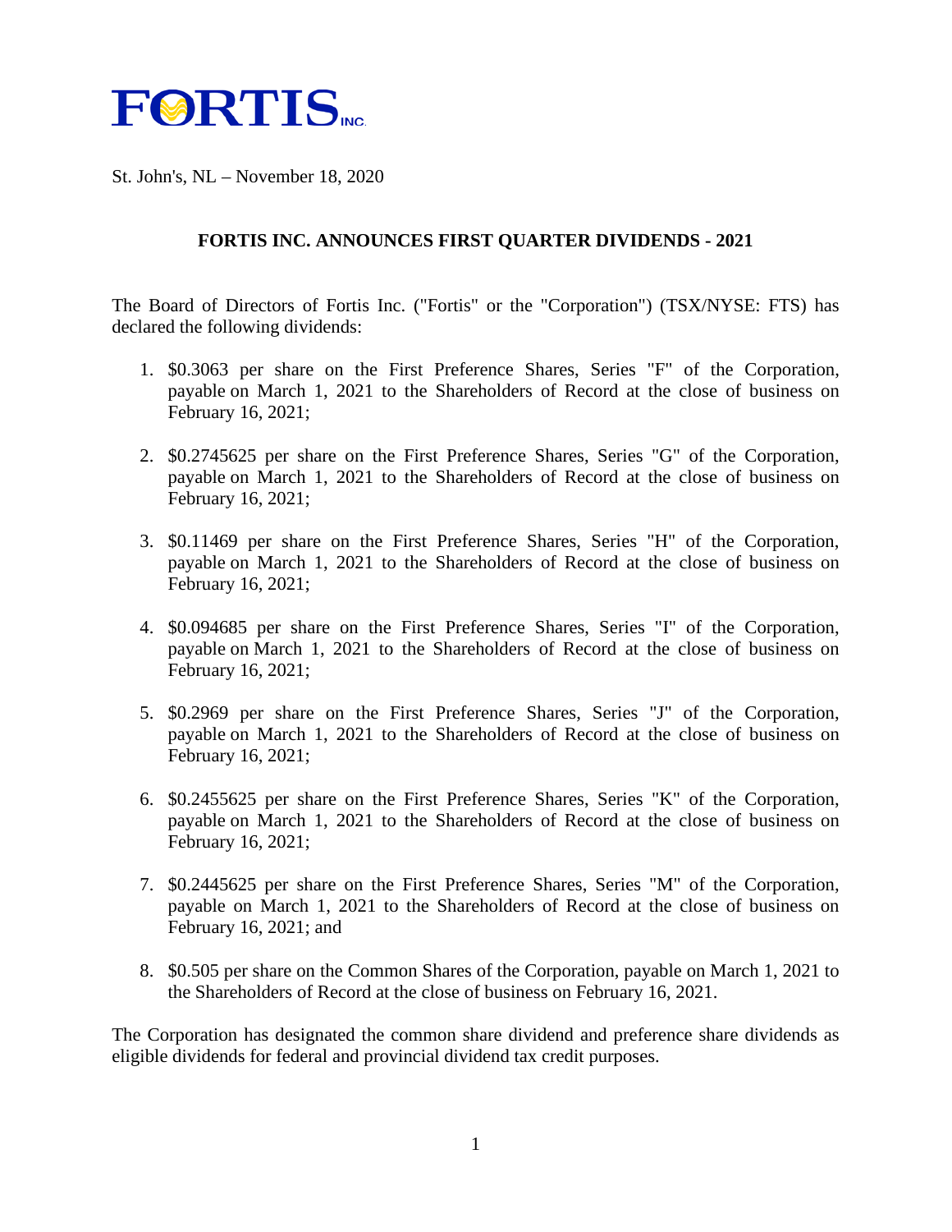FORTIS INC.

St. John's, NL – November 18, 2020

**FORTIS INC. ANNOUNCES FIRST QUARTER DIVIDENDS - 2021**

The Board of Directors of Fortis Inc. ("Fortis" or the "Corporation") (TSX/NYSE: FTS) has declared the following dividends:

1. $0.3063 per share on the First Preference Shares, Series "F" of the Corporation, payable on March 1, 2021 to the Shareholders of Record at the close of business on February 16, 2021;

2. $0.2745625 per share on the First Preference Shares, Series "G" of the Corporation, payable on March 1, 2021 to the Shareholders of Record at the close of business on February 16, 2021;

3. $0.11469 per share on the First Preference Shares, Series "H" of the Corporation, payable on March 1, 2021 to the Shareholders of Record at the close of business on February 16, 2021;

4. $0.094685 per share on the First Preference Shares, Series "I" of the Corporation, payable on March 1, 2021 to the Shareholders of Record at the close of business on February 16, 2021;

5. $0.2969 per share on the First Preference Shares, Series "J" of the Corporation, payable on March 1, 2021 to the Shareholders of Record at the close of business on February 16, 2021;

6. $0.2455625 per share on the First Preference Shares, Series "K" of the Corporation, payable on March 1, 2021 to the Shareholders of Record at the close of business on February 16, 2021;

7. $0.2445625 per share on the First Preference Shares, Series "M" of the Corporation, payable on March 1, 2021 to the Shareholders of Record at the close of business on February 16, 2021; and

8. $0.505 per share on the Common Shares of the Corporation, payable on March 1, 2021 to the Shareholders of Record at the close of business on February 16, 2021.

The Corporation has designated the common share dividend and preference share dividends as eligible dividends for federal and provincial dividend tax credit purposes.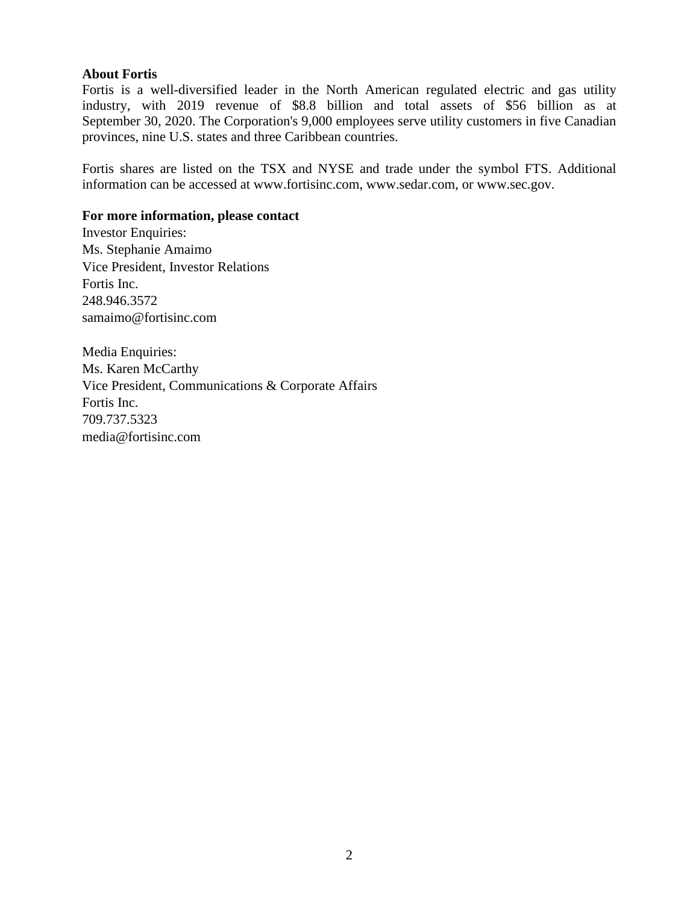**About Fortis**

Fortis is a well-diversified leader in the North American regulated electric and gas utility industry, with 2019 revenue of $8.8 billion and total assets of $56 billion as at September 30, 2020. The Corporation's 9,000 employees serve utility customers in five Canadian provinces, nine U.S. states and three Caribbean countries.

Fortis shares are listed on the TSX and NYSE and trade under the symbol FTS. Additional information can be accessed at www.fortisinc.com, www.sedar.com, or www.sec.gov.

**For more information, please contact**

Investor Enquiries:
Ms. Stephanie Amaimo
Vice President, Investor Relations
Fortis Inc.
248.946.3572
samaimo@fortisinc.com

Media Enquiries:
Ms. Karen McCarthy
Vice President, Communications & Corporate Affairs
Fortis Inc.
709.737.5323
media@fortisinc.com